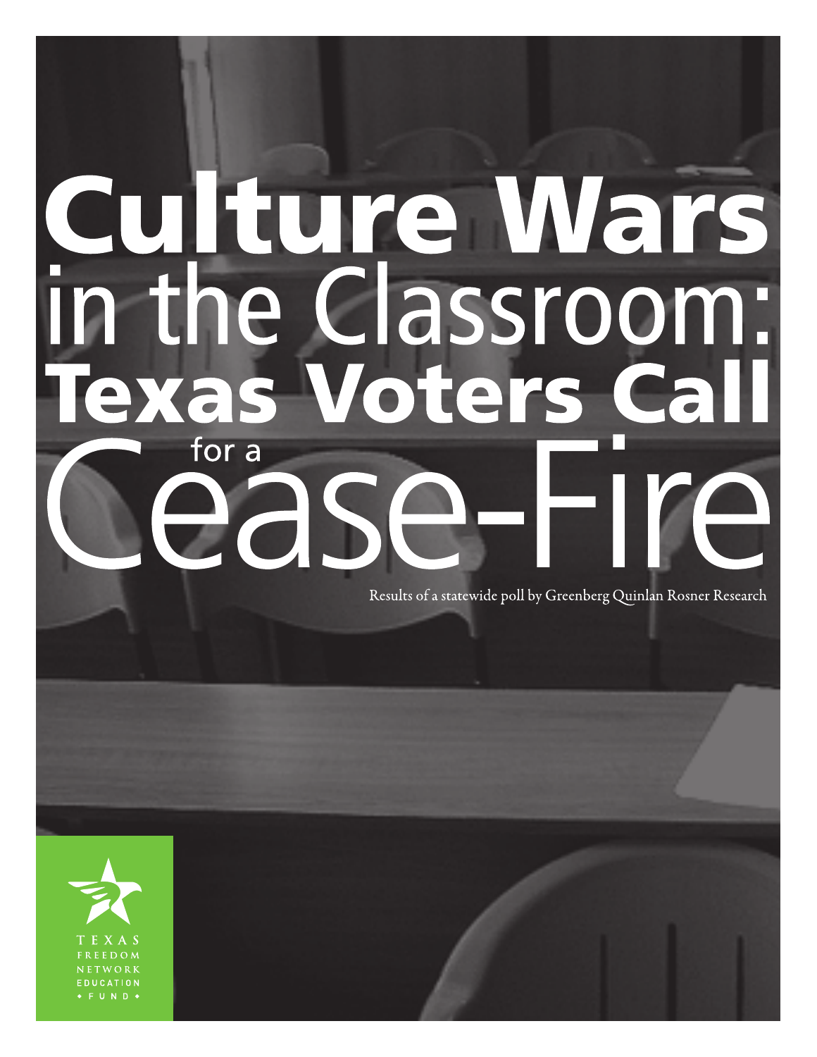# Culture Wars in the Classroom: Texas Voters Call for a Cease-Fire

Results of a statewide poll by Greenberg Quinlan Rosner Research

TEXAS FREEDOM NETWORK EDUCATION FUND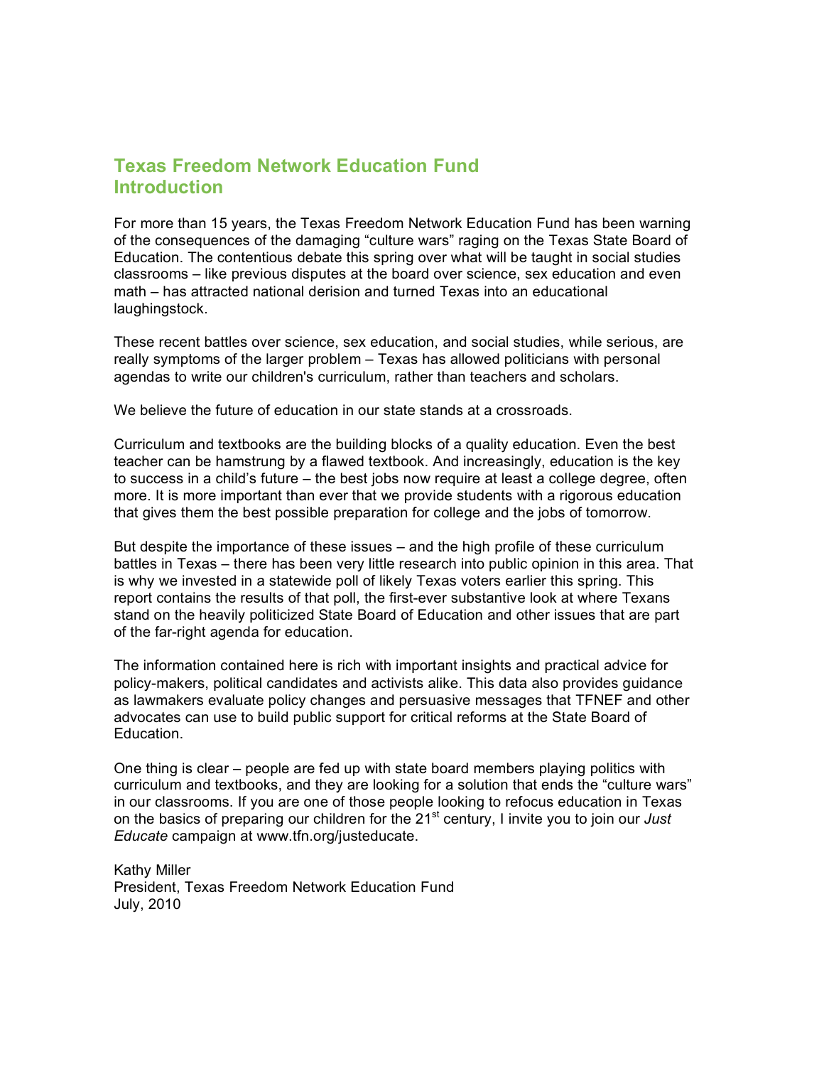## Texas Freedom Network Education Fund Introduction

For more than 15 years, the Texas Freedom Network Education Fund has been warning of the consequences of the damaging "culture wars" raging on the Texas State Board of Education. The contentious debate this spring over what will be taught in social studies classrooms – like previous disputes at the board over science, sex education and even math – has attracted national derision and turned Texas into an educational laughingstock.

These recent battles over science, sex education, and social studies, while serious, are really symptoms of the larger problem – Texas has allowed politicians with personal agendas to write our children's curriculum, rather than teachers and scholars.

We believe the future of education in our state stands at a crossroads.

Curriculum and textbooks are the building blocks of a quality education. Even the best teacher can be hamstrung by a flawed textbook. And increasingly, education is the key to success in a child's future – the best jobs now require at least a college degree, often more. It is more important than ever that we provide students with a rigorous education that gives them the best possible preparation for college and the jobs of tomorrow.

But despite the importance of these issues – and the high profile of these curriculum battles in Texas – there has been very little research into public opinion in this area. That is why we invested in a statewide poll of likely Texas voters earlier this spring. This report contains the results of that poll, the first-ever substantive look at where Texans stand on the heavily politicized State Board of Education and other issues that are part of the far-right agenda for education.

The information contained here is rich with important insights and practical advice for policy-makers, political candidates and activists alike. This data also provides guidance as lawmakers evaluate policy changes and persuasive messages that TFNEF and other advocates can use to build public support for critical reforms at the State Board of Education.

One thing is clear – people are fed up with state board members playing politics with curriculum and textbooks, and they are looking for a solution that ends the "culture wars" in our classrooms. If you are one of those people looking to refocus education in Texas on the basics of preparing our children for the 21st century, I invite you to join our *Just Educate* campaign at www.tfn.org/justeducate.

Kathy Miller
President, Texas Freedom Network Education Fund
July, 2010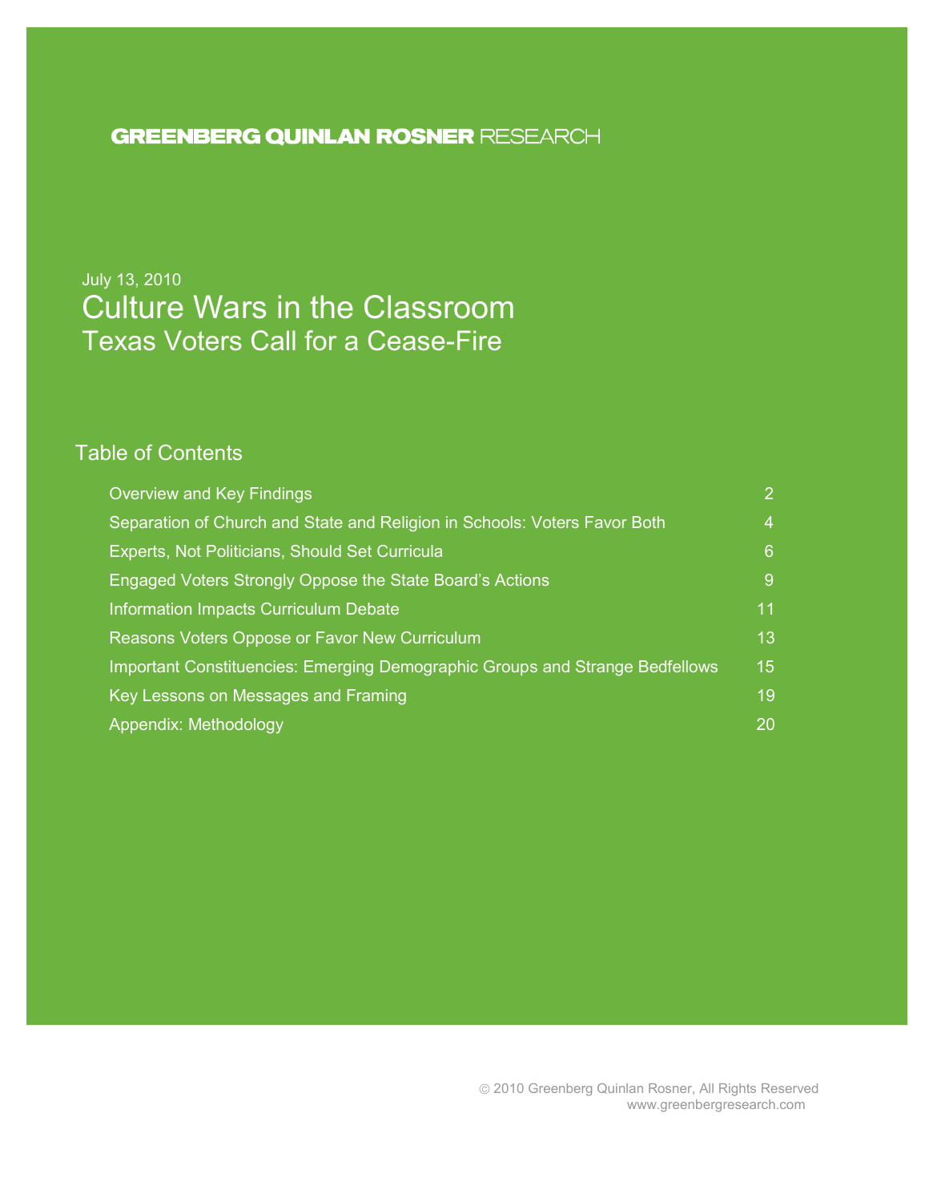GREENBERG QUINLAN ROSNER RESEARCH

July 13, 2010

# Culture Wars in the Classroom

## Texas Voters Call for a Cease-Fire

### Table of Contents

| | |
|---|---|
| Overview and Key Findings | 2 |
| Separation of Church and State and Religion in Schools: Voters Favor Both | 4 |
| Experts, Not Politicians, Should Set Curricula | 6 |
| Engaged Voters Strongly Oppose the State Board's Actions | 9 |
| Information Impacts Curriculum Debate | 11 |
| Reasons Voters Oppose or Favor New Curriculum | 13 |
| Important Constituencies: Emerging Demographic Groups and Strange Bedfellows | 15 |
| Key Lessons on Messages and Framing | 19 |
| Appendix: Methodology | 20 |

© 2010 Greenberg Quinlan Rosner, All Rights Reserved
www.greenbergresearch.com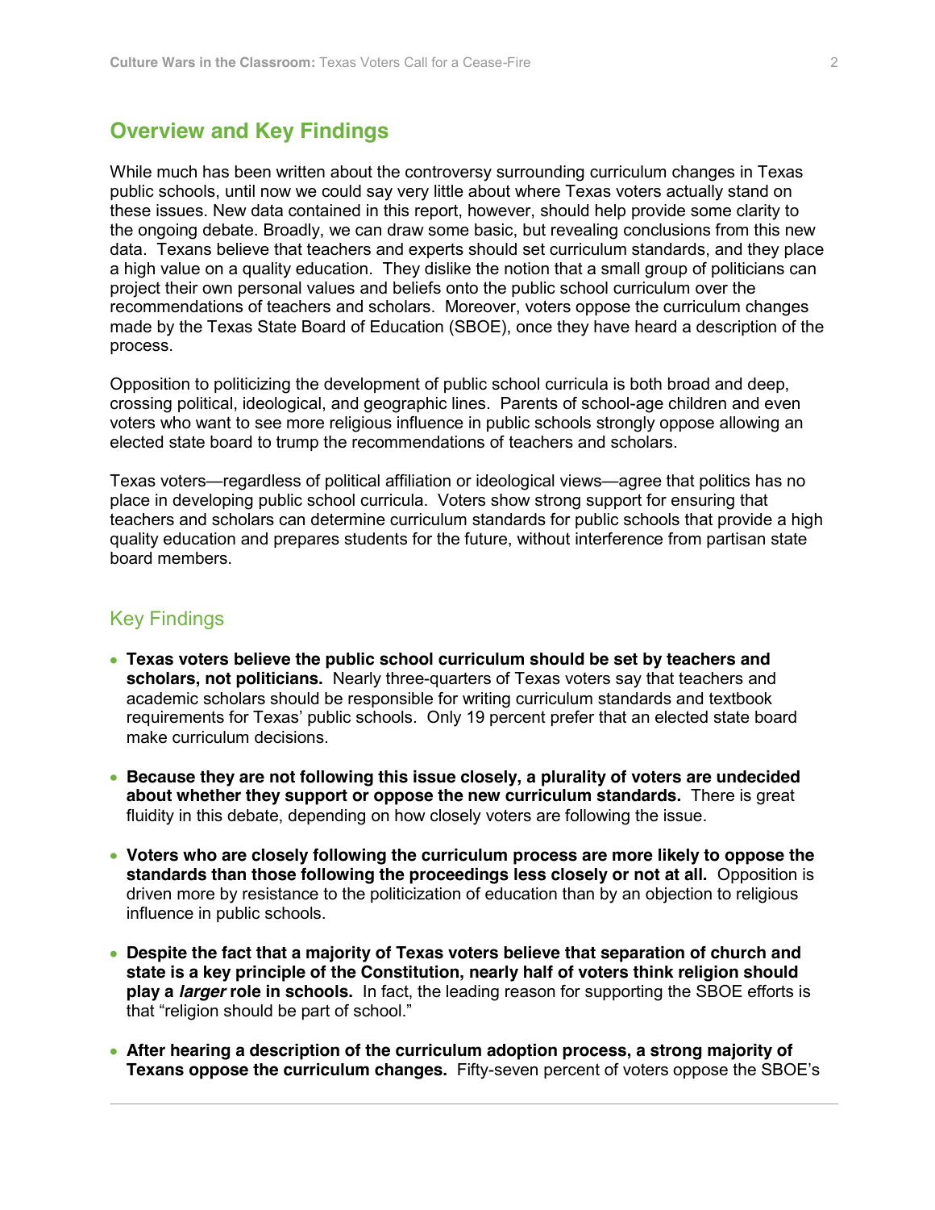## Overview and Key Findings

While much has been written about the controversy surrounding curriculum changes in Texas public schools, until now we could say very little about where Texas voters actually stand on these issues. New data contained in this report, however, should help provide some clarity to the ongoing debate. Broadly, we can draw some basic, but revealing conclusions from this new data. Texans believe that teachers and experts should set curriculum standards, and they place a high value on a quality education. They dislike the notion that a small group of politicians can project their own personal values and beliefs onto the public school curriculum over the recommendations of teachers and scholars. Moreover, voters oppose the curriculum changes made by the Texas State Board of Education (SBOE), once they have heard a description of the process.

Opposition to politicizing the development of public school curricula is both broad and deep, crossing political, ideological, and geographic lines. Parents of school-age children and even voters who want to see more religious influence in public schools strongly oppose allowing an elected state board to trump the recommendations of teachers and scholars.

Texas voters—regardless of political affiliation or ideological views—agree that politics has no place in developing public school curricula. Voters show strong support for ensuring that teachers and scholars can determine curriculum standards for public schools that provide a high quality education and prepares students for the future, without interference from partisan state board members.

### Key Findings

- **Texas voters believe the public school curriculum should be set by teachers and scholars, not politicians.** Nearly three-quarters of Texas voters say that teachers and academic scholars should be responsible for writing curriculum standards and textbook requirements for Texas' public schools. Only 19 percent prefer that an elected state board make curriculum decisions.

- **Because they are not following this issue closely, a plurality of voters are undecided about whether they support or oppose the new curriculum standards.** There is great fluidity in this debate, depending on how closely voters are following the issue.

- **Voters who are closely following the curriculum process are more likely to oppose the standards than those following the proceedings less closely or not at all.** Opposition is driven more by resistance to the politicization of education than by an objection to religious influence in public schools.

- **Despite the fact that a majority of Texas voters believe that separation of church and state is a key principle of the Constitution, nearly half of voters think religion should play a *larger* role in schools.** In fact, the leading reason for supporting the SBOE efforts is that "religion should be part of school."

- **After hearing a description of the curriculum adoption process, a strong majority of Texans oppose the curriculum changes.** Fifty-seven percent of voters oppose the SBOE's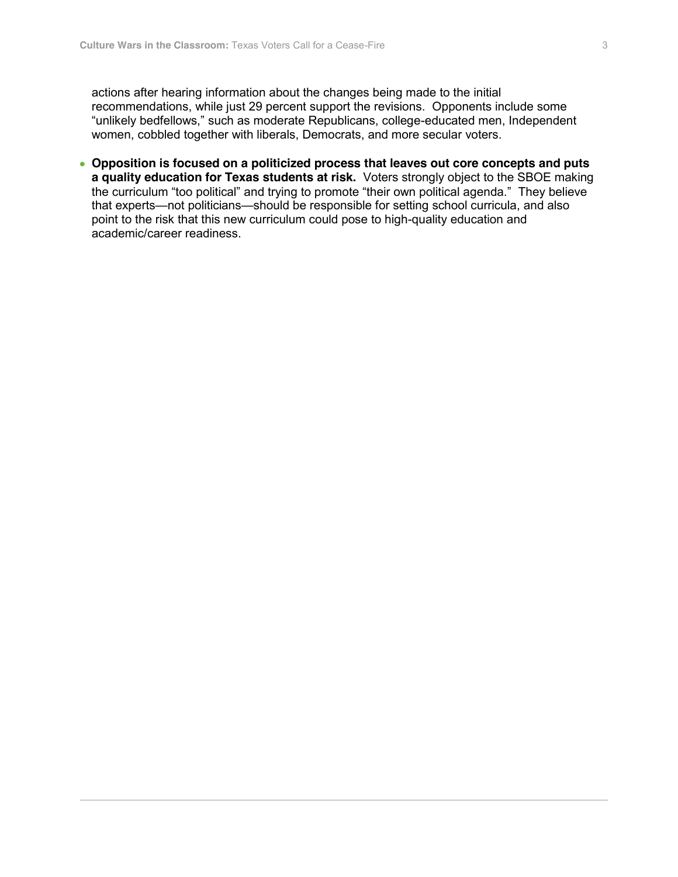actions after hearing information about the changes being made to the initial recommendations, while just 29 percent support the revisions. Opponents include some "unlikely bedfellows," such as moderate Republicans, college-educated men, Independent women, cobbled together with liberals, Democrats, and more secular voters.

- **Opposition is focused on a politicized process that leaves out core concepts and puts a quality education for Texas students at risk.** Voters strongly object to the SBOE making the curriculum "too political" and trying to promote "their own political agenda." They believe that experts—not politicians—should be responsible for setting school curricula, and also point to the risk that this new curriculum could pose to high-quality education and academic/career readiness.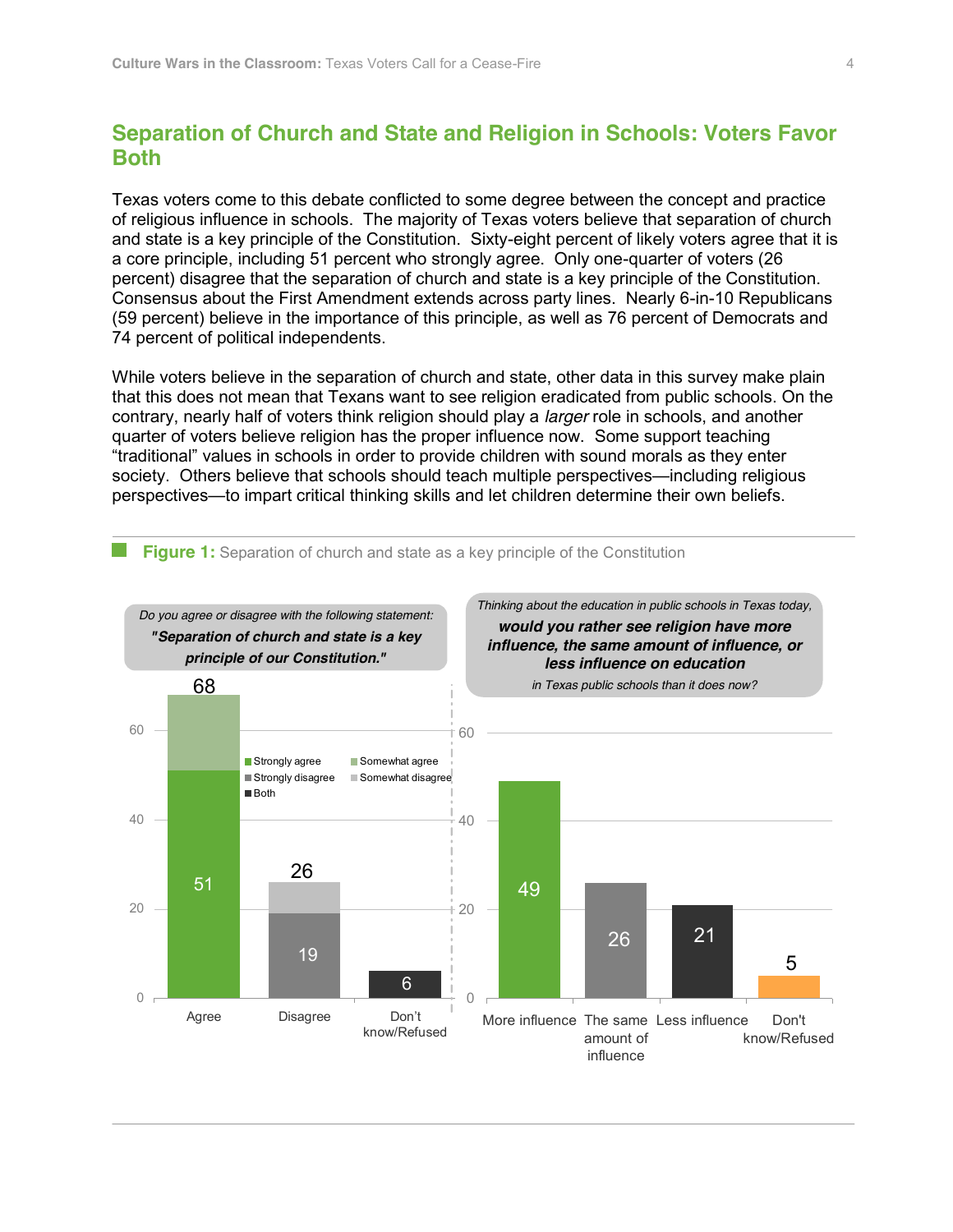## Separation of Church and State and Religion in Schools: Voters Favor Both

Texas voters come to this debate conflicted to some degree between the concept and practice of religious influence in schools. The majority of Texas voters believe that separation of church and state is a key principle of the Constitution. Sixty-eight percent of likely voters agree that it is a core principle, including 51 percent who strongly agree. Only one-quarter of voters (26 percent) disagree that the separation of church and state is a key principle of the Constitution. Consensus about the First Amendment extends across party lines. Nearly 6-in-10 Republicans (59 percent) believe in the importance of this principle, as well as 76 percent of Democrats and 74 percent of political independents.

While voters believe in the separation of church and state, other data in this survey make plain that this does not mean that Texans want to see religion eradicated from public schools. On the contrary, nearly half of voters think religion should play a *larger* role in schools, and another quarter of voters believe religion has the proper influence now. Some support teaching "traditional" values in schools in order to provide children with sound morals as they enter society. Others believe that schools should teach multiple perspectives—including religious perspectives—to impart critical thinking skills and let children determine their own beliefs.

**Figure 1:** Separation of church and state as a key principle of the Constitution

*Do you agree or disagree with the following statement:* ***"Separation of church and state is a key principle of our Constitution."***

| Response | Strongly | Somewhat | Total |
|---|---|---|---|
| Agree | 51 | 17 | 68 |
| Disagree | 19 | 7 | 26 |
| Don't know/Refused | | | 6 |

*Thinking about the education in public schools in Texas today,* ***would you rather see religion have more influence, the same amount of influence, or less influence on education*** *in Texas public schools than it does now?*

| Response | % |
|---|---|
| More influence | 49 |
| The same amount of influence | 26 |
| Less influence | 21 |
| Don't know/Refused | 5 |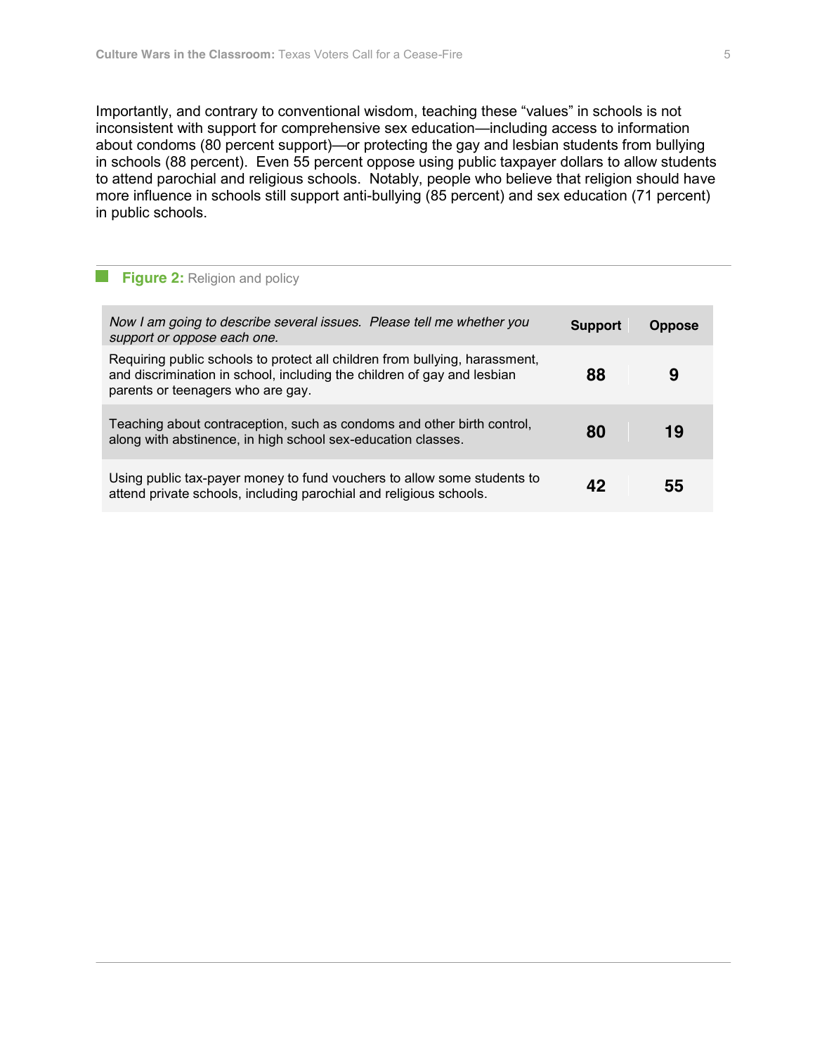Importantly, and contrary to conventional wisdom, teaching these “values” in schools is not inconsistent with support for comprehensive sex education—including access to information about condoms (80 percent support)—or protecting the gay and lesbian students from bullying in schools (88 percent). Even 55 percent oppose using public taxpayer dollars to allow students to attend parochial and religious schools. Notably, people who believe that religion should have more influence in schools still support anti-bullying (85 percent) and sex education (71 percent) in public schools.

**Figure 2:** Religion and policy

| *Now I am going to describe several issues. Please tell me whether you support or oppose each one.* | Support | Oppose |
|---|---|---|
| Requiring public schools to protect all children from bullying, harassment, and discrimination in school, including the children of gay and lesbian parents or teenagers who are gay. | **88** | **9** |
| Teaching about contraception, such as condoms and other birth control, along with abstinence, in high school sex-education classes. | **80** | **19** |
| Using public tax-payer money to fund vouchers to allow some students to attend private schools, including parochial and religious schools. | **42** | **55** |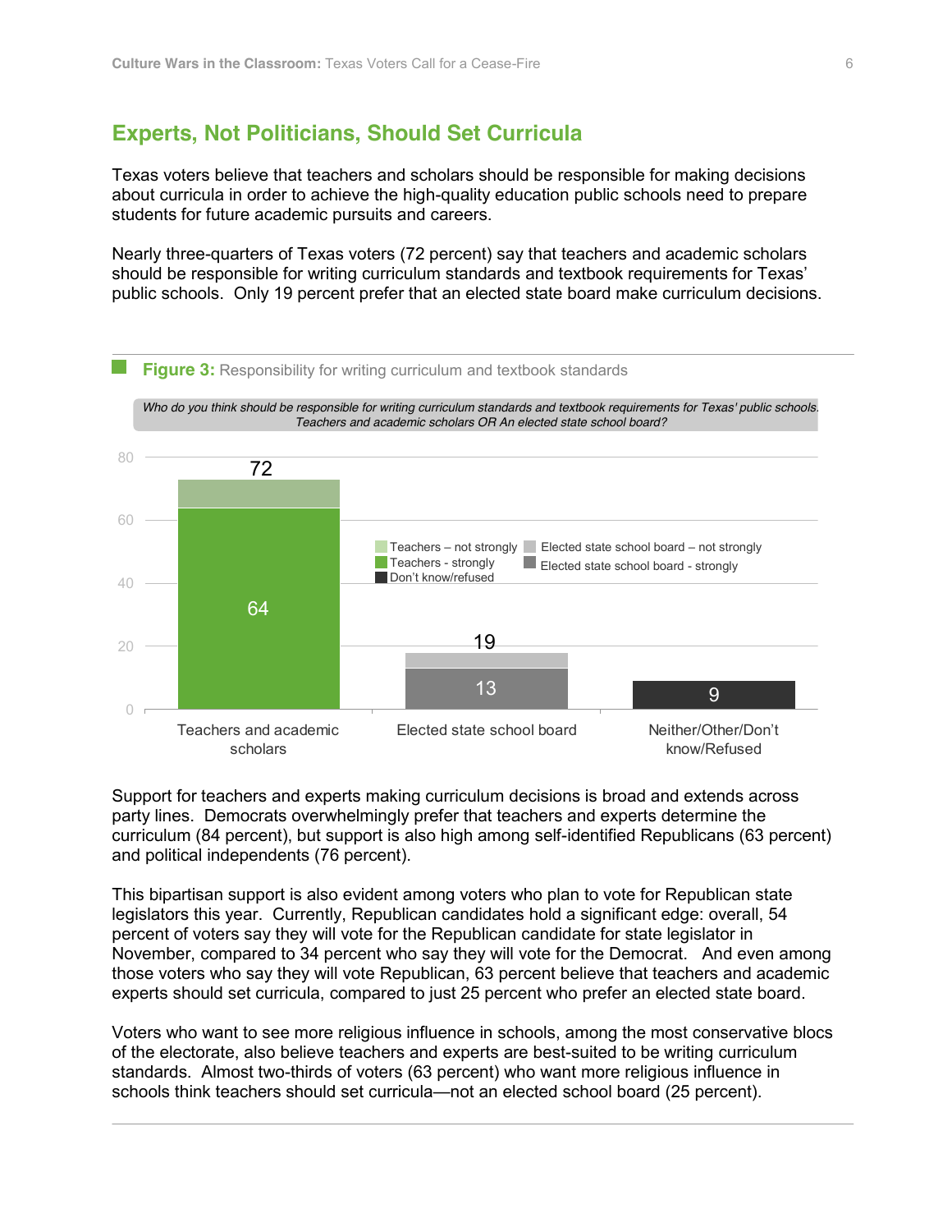## Experts, Not Politicians, Should Set Curricula

Texas voters believe that teachers and scholars should be responsible for making decisions about curricula in order to achieve the high-quality education public schools need to prepare students for future academic pursuits and careers.

Nearly three-quarters of Texas voters (72 percent) say that teachers and academic scholars should be responsible for writing curriculum standards and textbook requirements for Texas' public schools. Only 19 percent prefer that an elected state board make curriculum decisions.

**Figure 3:** Responsibility for writing curriculum and textbook standards

*Who do you think should be responsible for writing curriculum standards and textbook requirements for Texas' public schools. Teachers and academic scholars OR An elected state school board?*

| | Strongly | Not strongly | Total |
|---|---|---|---|
| Teachers and academic scholars | 64 | | 72 |
| Elected state school board | 13 | | 19 |
| Neither/Other/Don't know/Refused | | | 9 |

Support for teachers and experts making curriculum decisions is broad and extends across party lines. Democrats overwhelmingly prefer that teachers and experts determine the curriculum (84 percent), but support is also high among self-identified Republicans (63 percent) and political independents (76 percent).

This bipartisan support is also evident among voters who plan to vote for Republican state legislators this year. Currently, Republican candidates hold a significant edge: overall, 54 percent of voters say they will vote for the Republican candidate for state legislator in November, compared to 34 percent who say they will vote for the Democrat. And even among those voters who say they will vote Republican, 63 percent believe that teachers and academic experts should set curricula, compared to just 25 percent who prefer an elected state board.

Voters who want to see more religious influence in schools, among the most conservative blocs of the electorate, also believe teachers and experts are best-suited to be writing curriculum standards. Almost two-thirds of voters (63 percent) who want more religious influence in schools think teachers should set curricula—not an elected school board (25 percent).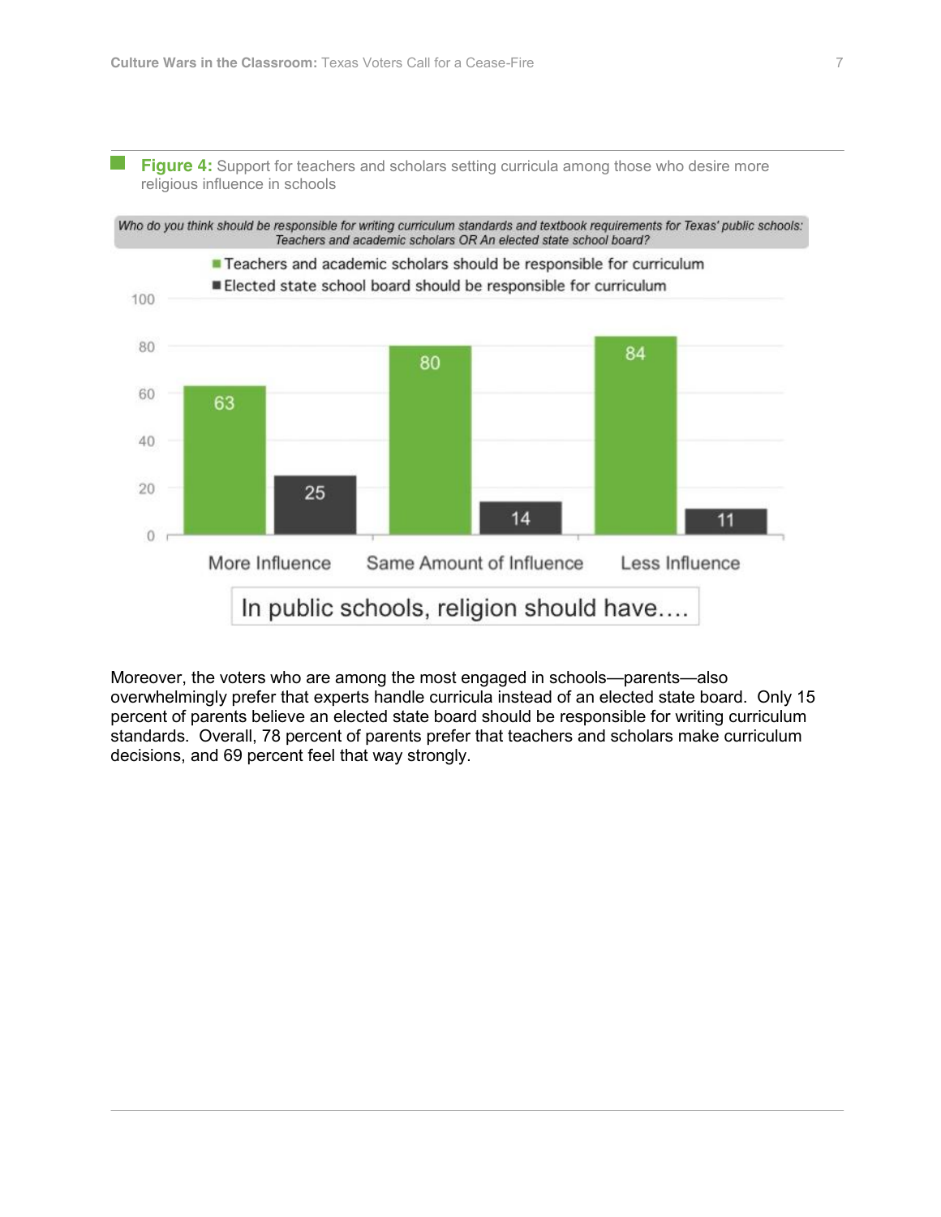**Figure 4:** Support for teachers and scholars setting curricula among those who desire more religious influence in schools

*Who do you think should be responsible for writing curriculum standards and textbook requirements for Texas' public schools: Teachers and academic scholars OR An elected state school board?*

| In public schools, religion should have…. | Teachers and academic scholars should be responsible for curriculum | Elected state school board should be responsible for curriculum |
|---|---|---|
| More Influence | 63 | 25 |
| Same Amount of Influence | 80 | 14 |
| Less Influence | 84 | 11 |

Moreover, the voters who are among the most engaged in schools—parents—also overwhelmingly prefer that experts handle curricula instead of an elected state board. Only 15 percent of parents believe an elected state board should be responsible for writing curriculum standards. Overall, 78 percent of parents prefer that teachers and scholars make curriculum decisions, and 69 percent feel that way strongly.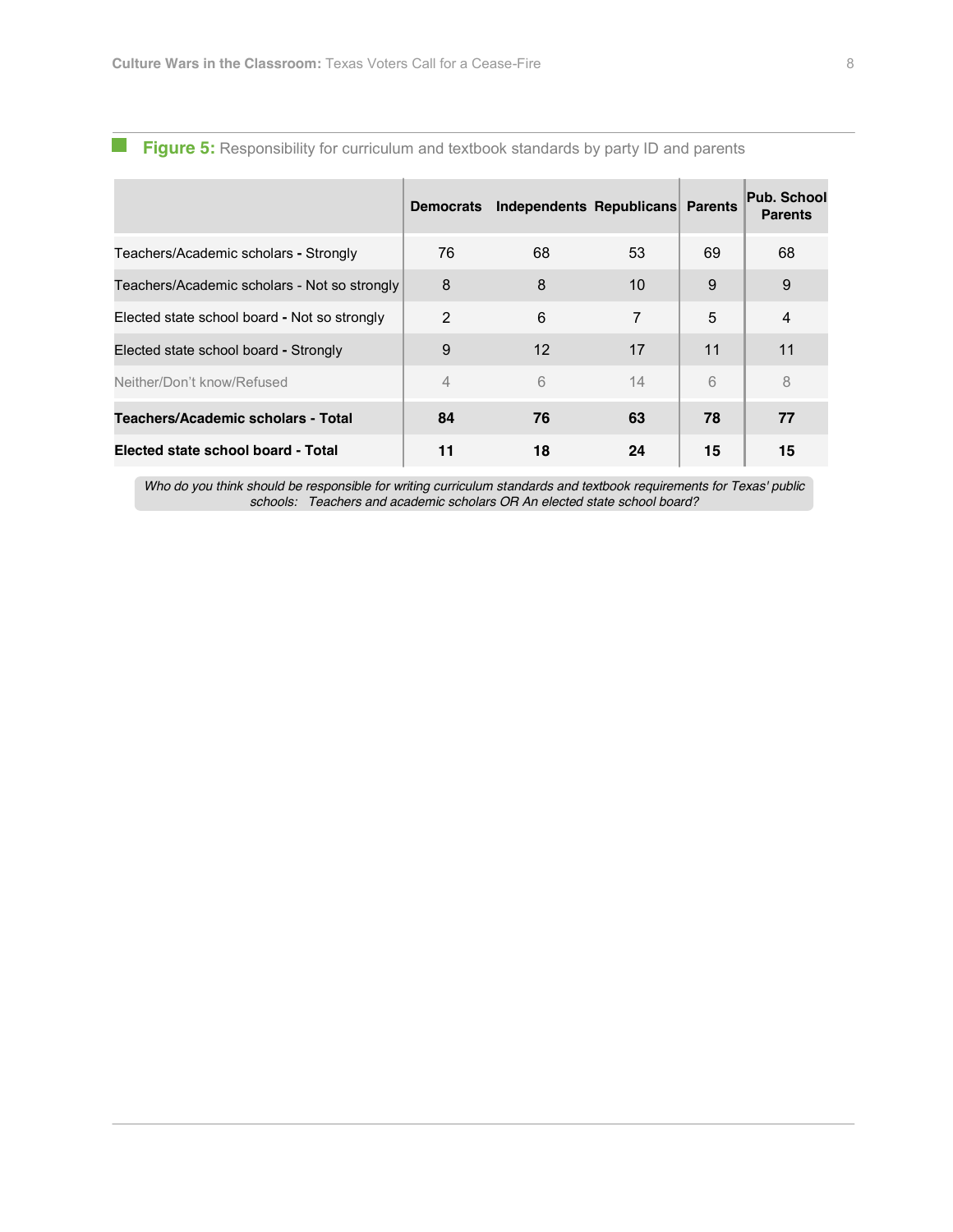**Figure 5:** Responsibility for curriculum and textbook standards by party ID and parents

| | Democrats | Independents | Republicans | Parents | Pub. School Parents |
|---|---|---|---|---|---|
| Teachers/Academic scholars - Strongly | 76 | 68 | 53 | 69 | 68 |
| Teachers/Academic scholars - Not so strongly | 8 | 8 | 10 | 9 | 9 |
| Elected state school board - Not so strongly | 2 | 6 | 7 | 5 | 4 |
| Elected state school board - Strongly | 9 | 12 | 17 | 11 | 11 |
| Neither/Don't know/Refused | 4 | 6 | 14 | 6 | 8 |
| **Teachers/Academic scholars - Total** | **84** | **76** | **63** | **78** | **77** |
| **Elected state school board - Total** | **11** | **18** | **24** | **15** | **15** |

*Who do you think should be responsible for writing curriculum standards and textbook requirements for Texas' public schools: Teachers and academic scholars OR An elected state school board?*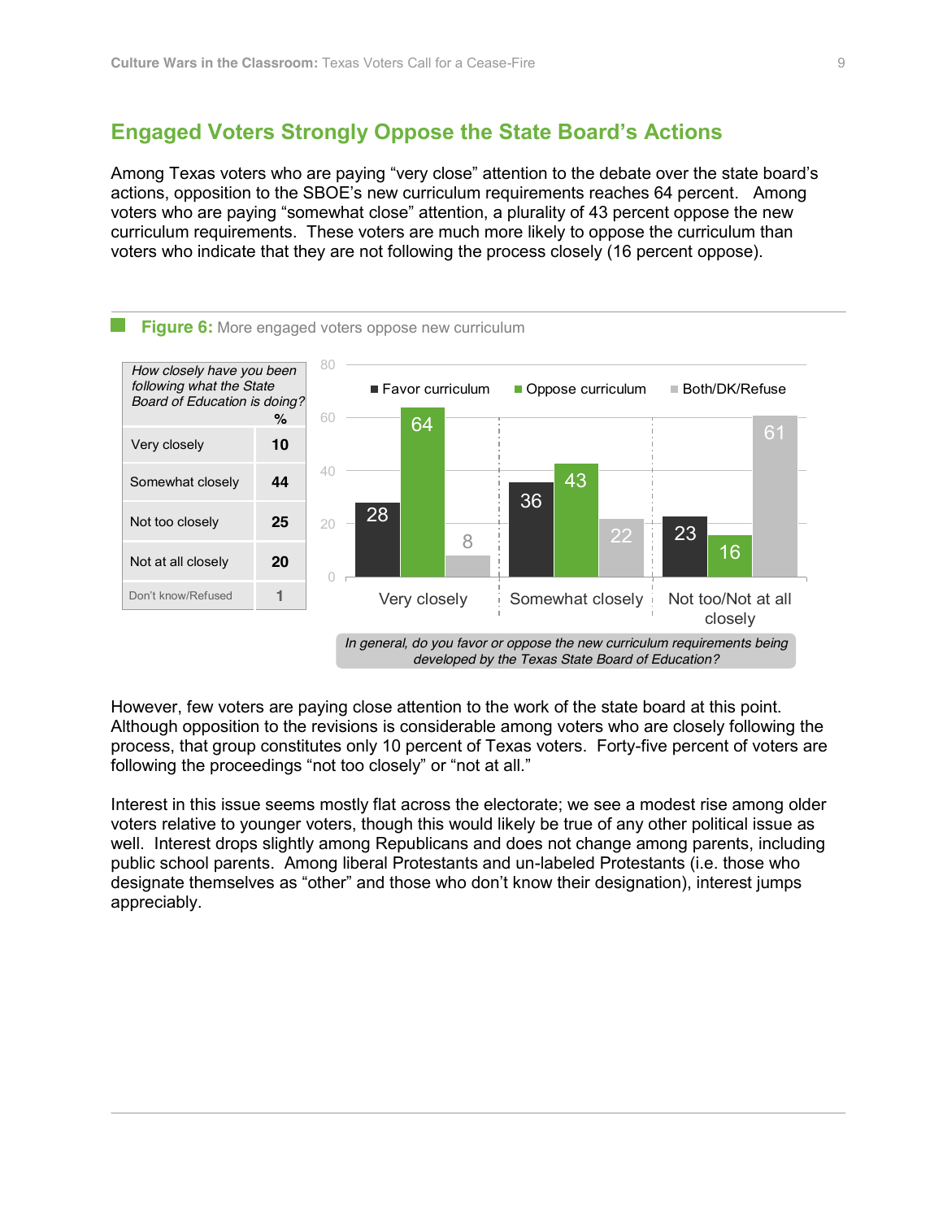## Engaged Voters Strongly Oppose the State Board's Actions

Among Texas voters who are paying "very close" attention to the debate over the state board's actions, opposition to the SBOE's new curriculum requirements reaches 64 percent. Among voters who are paying "somewhat close" attention, a plurality of 43 percent oppose the new curriculum requirements. These voters are much more likely to oppose the curriculum than voters who indicate that they are not following the process closely (16 percent oppose).

**Figure 6:** More engaged voters oppose new curriculum

| *How closely have you been following what the State Board of Education is doing?* | % |
|---|---|
| Very closely | 10 |
| Somewhat closely | 44 |
| Not too closely | 25 |
| Not at all closely | 20 |
| Don't know/Refused | 1 |

| | Favor curriculum | Oppose curriculum | Both/DK/Refuse |
|---|---|---|---|
| Very closely | 28 | 64 | 8 |
| Somewhat closely | 36 | 43 | 22 |
| Not too/Not at all closely | 23 | 16 | 61 |

*In general, do you favor or oppose the new curriculum requirements being developed by the Texas State Board of Education?*

However, few voters are paying close attention to the work of the state board at this point. Although opposition to the revisions is considerable among voters who are closely following the process, that group constitutes only 10 percent of Texas voters. Forty-five percent of voters are following the proceedings "not too closely" or "not at all."

Interest in this issue seems mostly flat across the electorate; we see a modest rise among older voters relative to younger voters, though this would likely be true of any other political issue as well. Interest drops slightly among Republicans and does not change among parents, including public school parents. Among liberal Protestants and un-labeled Protestants (i.e. those who designate themselves as "other" and those who don't know their designation), interest jumps appreciably.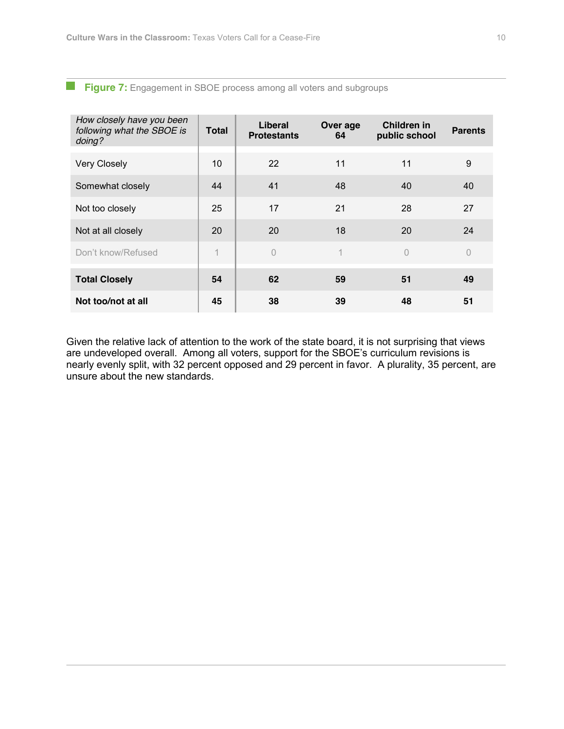**Figure 7:** Engagement in SBOE process among all voters and subgroups

| *How closely have you been following what the SBOE is doing?* | Total | Liberal Protestants | Over age 64 | Children in public school | Parents |
|---|---|---|---|---|---|
| Very Closely | 10 | 22 | 11 | 11 | 9 |
| Somewhat closely | 44 | 41 | 48 | 40 | 40 |
| Not too closely | 25 | 17 | 21 | 28 | 27 |
| Not at all closely | 20 | 20 | 18 | 20 | 24 |
| Don't know/Refused | 1 | 0 | 1 | 0 | 0 |
| **Total Closely** | **54** | **62** | **59** | **51** | **49** |
| **Not too/not at all** | **45** | **38** | **39** | **48** | **51** |

Given the relative lack of attention to the work of the state board, it is not surprising that views are undeveloped overall. Among all voters, support for the SBOE's curriculum revisions is nearly evenly split, with 32 percent opposed and 29 percent in favor. A plurality, 35 percent, are unsure about the new standards.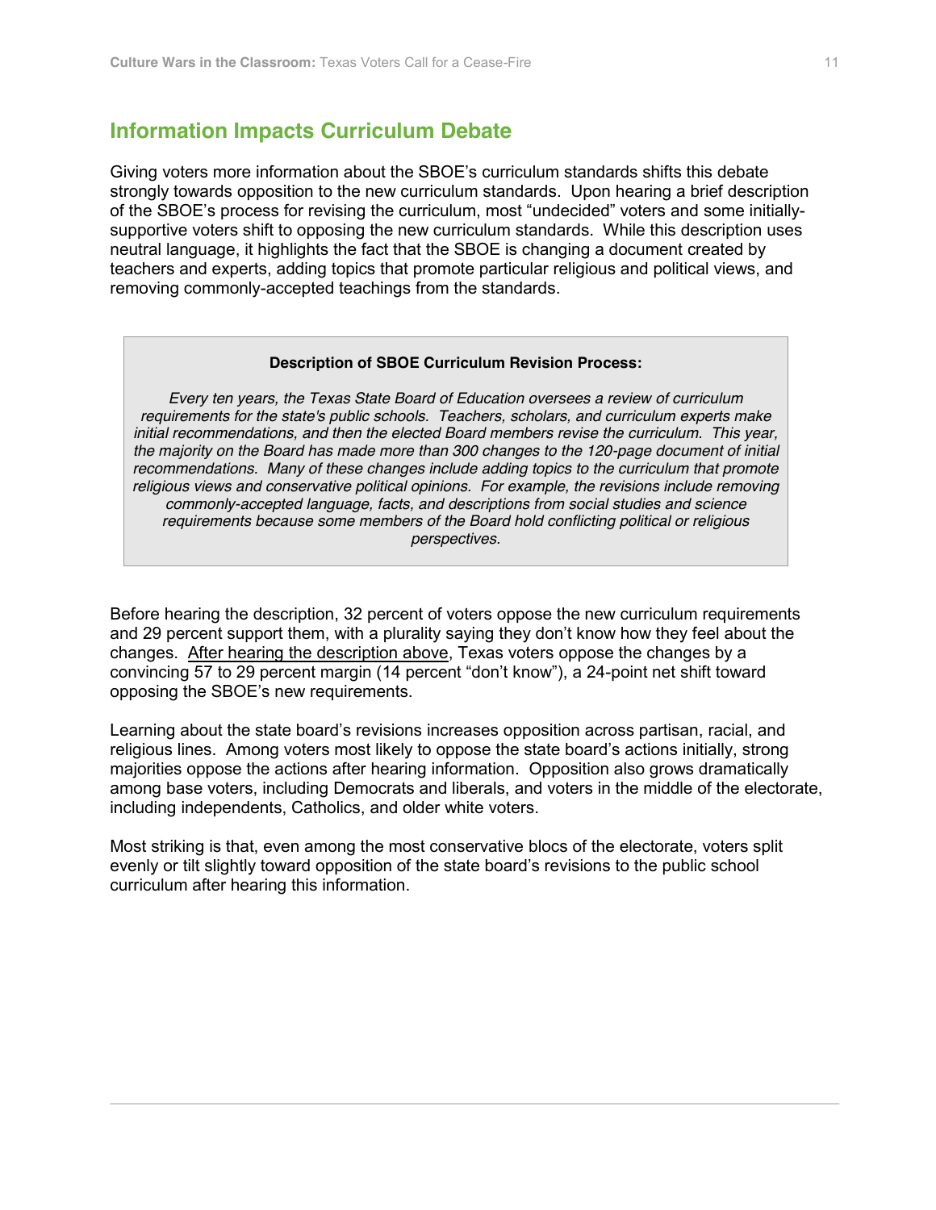## Information Impacts Curriculum Debate

Giving voters more information about the SBOE's curriculum standards shifts this debate strongly towards opposition to the new curriculum standards. Upon hearing a brief description of the SBOE's process for revising the curriculum, most "undecided" voters and some initially-supportive voters shift to opposing the new curriculum standards. While this description uses neutral language, it highlights the fact that the SBOE is changing a document created by teachers and experts, adding topics that promote particular religious and political views, and removing commonly-accepted teachings from the standards.

> **Description of SBOE Curriculum Revision Process:**
>
> *Every ten years, the Texas State Board of Education oversees a review of curriculum requirements for the state's public schools. Teachers, scholars, and curriculum experts make initial recommendations, and then the elected Board members revise the curriculum. This year, the majority on the Board has made more than 300 changes to the 120-page document of initial recommendations. Many of these changes include adding topics to the curriculum that promote religious views and conservative political opinions. For example, the revisions include removing commonly-accepted language, facts, and descriptions from social studies and science requirements because some members of the Board hold conflicting political or religious perspectives.*

Before hearing the description, 32 percent of voters oppose the new curriculum requirements and 29 percent support them, with a plurality saying they don't know how they feel about the changes. After hearing the description above, Texas voters oppose the changes by a convincing 57 to 29 percent margin (14 percent "don't know"), a 24-point net shift toward opposing the SBOE's new requirements.

Learning about the state board's revisions increases opposition across partisan, racial, and religious lines. Among voters most likely to oppose the state board's actions initially, strong majorities oppose the actions after hearing information. Opposition also grows dramatically among base voters, including Democrats and liberals, and voters in the middle of the electorate, including independents, Catholics, and older white voters.

Most striking is that, even among the most conservative blocs of the electorate, voters split evenly or tilt slightly toward opposition of the state board's revisions to the public school curriculum after hearing this information.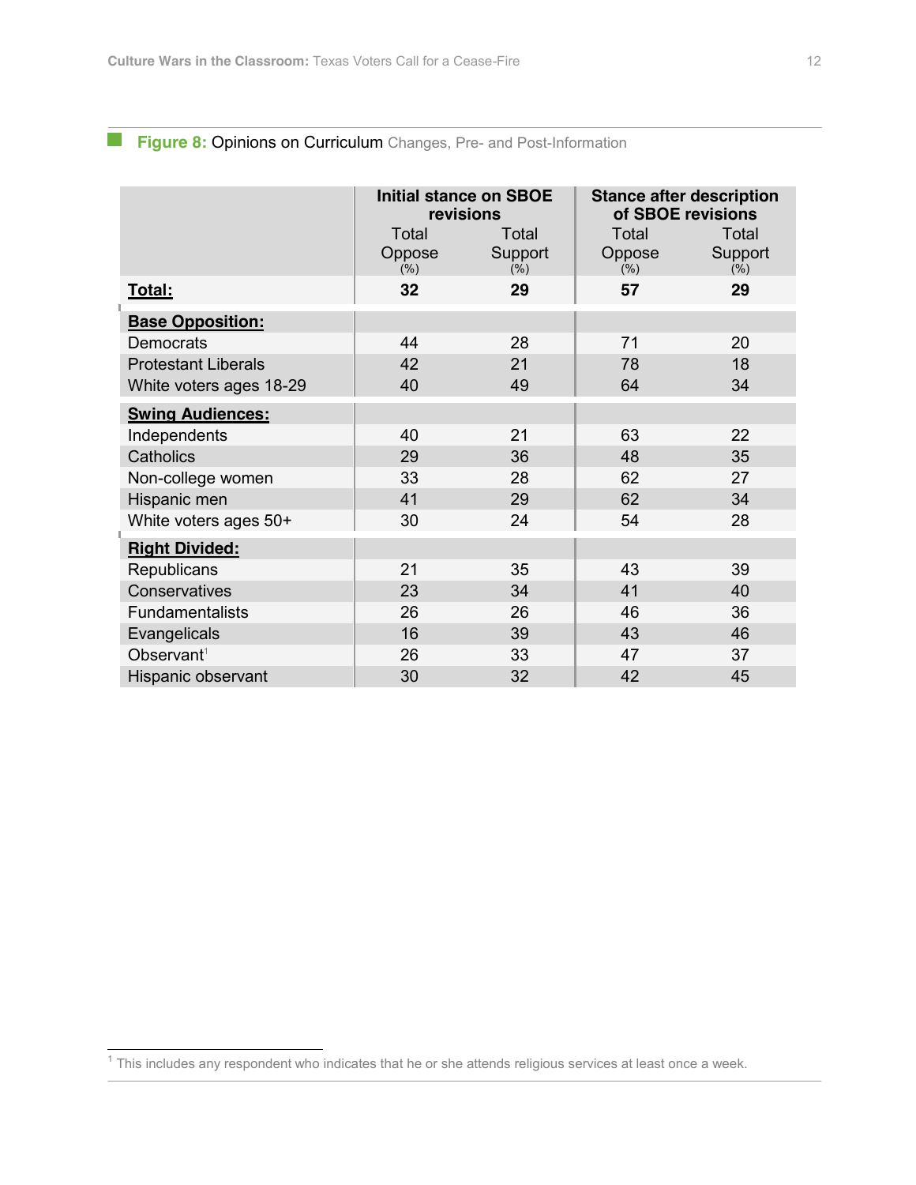**Figure 8:** Opinions on Curriculum Changes, Pre- and Post-Information

| | Initial stance on SBOE revisions | | Stance after description of SBOE revisions | |
|---|---|---|---|---|
| | Total Oppose (%) | Total Support (%) | Total Oppose (%) | Total Support (%) |
| **Total:** | **32** | **29** | **57** | **29** |
| **Base Opposition:** | | | | |
| Democrats | 44 | 28 | 71 | 20 |
| Protestant Liberals | 42 | 21 | 78 | 18 |
| White voters ages 18-29 | 40 | 49 | 64 | 34 |
| **Swing Audiences:** | | | | |
| Independents | 40 | 21 | 63 | 22 |
| Catholics | 29 | 36 | 48 | 35 |
| Non-college women | 33 | 28 | 62 | 27 |
| Hispanic men | 41 | 29 | 62 | 34 |
| White voters ages 50+ | 30 | 24 | 54 | 28 |
| **Right Divided:** | | | | |
| Republicans | 21 | 35 | 43 | 39 |
| Conservatives | 23 | 34 | 41 | 40 |
| Fundamentalists | 26 | 26 | 46 | 36 |
| Evangelicals | 16 | 39 | 43 | 46 |
| Observant[1] | 26 | 33 | 47 | 37 |
| Hispanic observant | 30 | 32 | 42 | 45 |

[1] This includes any respondent who indicates that he or she attends religious services at least once a week.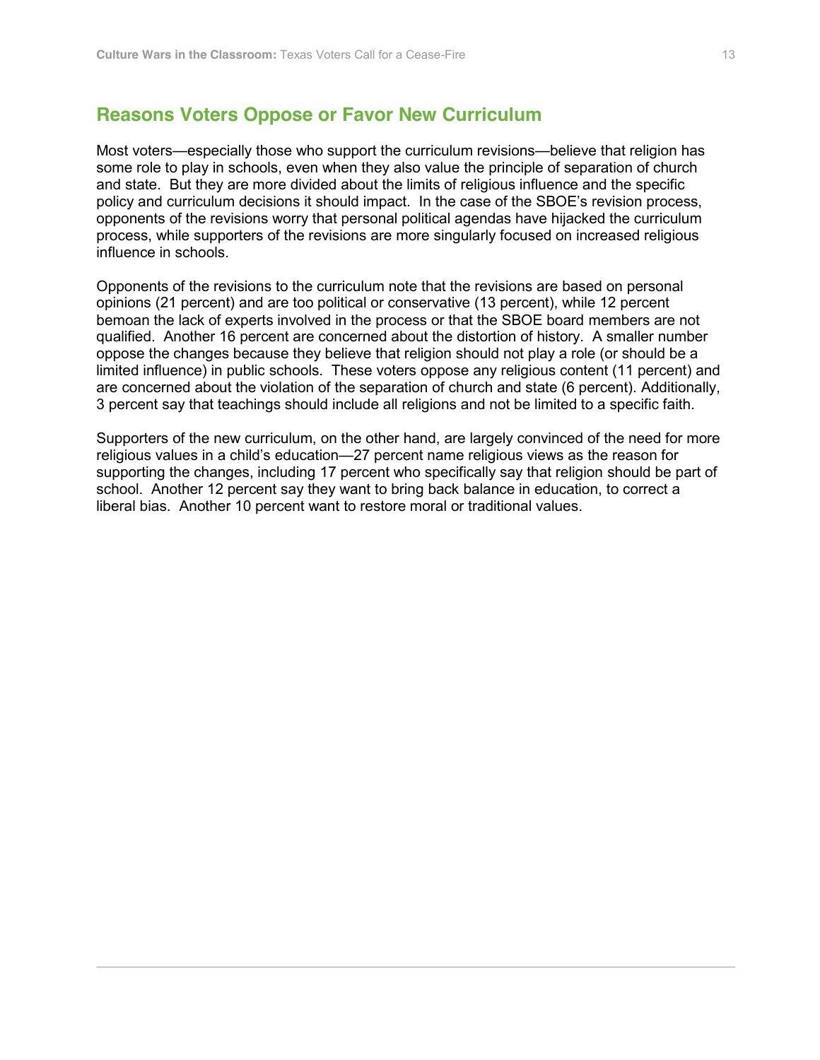## Reasons Voters Oppose or Favor New Curriculum

Most voters—especially those who support the curriculum revisions—believe that religion has some role to play in schools, even when they also value the principle of separation of church and state. But they are more divided about the limits of religious influence and the specific policy and curriculum decisions it should impact. In the case of the SBOE's revision process, opponents of the revisions worry that personal political agendas have hijacked the curriculum process, while supporters of the revisions are more singularly focused on increased religious influence in schools.

Opponents of the revisions to the curriculum note that the revisions are based on personal opinions (21 percent) and are too political or conservative (13 percent), while 12 percent bemoan the lack of experts involved in the process or that the SBOE board members are not qualified. Another 16 percent are concerned about the distortion of history. A smaller number oppose the changes because they believe that religion should not play a role (or should be a limited influence) in public schools. These voters oppose any religious content (11 percent) and are concerned about the violation of the separation of church and state (6 percent). Additionally, 3 percent say that teachings should include all religions and not be limited to a specific faith.

Supporters of the new curriculum, on the other hand, are largely convinced of the need for more religious values in a child's education—27 percent name religious views as the reason for supporting the changes, including 17 percent who specifically say that religion should be part of school. Another 12 percent say they want to bring back balance in education, to correct a liberal bias. Another 10 percent want to restore moral or traditional values.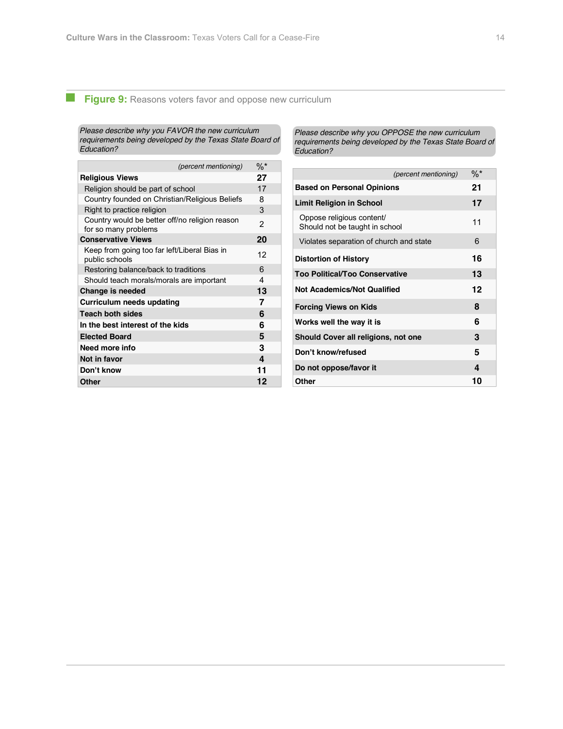**Figure 9:** Reasons voters favor and oppose new curriculum

*Please describe why you FAVOR the new curriculum requirements being developed by the Texas State Board of Education?*

| *(percent mentioning)* | %* |
|---|---|
| **Religious Views** | **27** |
| Religion should be part of school | 17 |
| Country founded on Christian/Religious Beliefs | 8 |
| Right to practice religion | 3 |
| Country would be better off/no religion reason for so many problems | 2 |
| **Conservative Views** | **20** |
| Keep from going too far left/Liberal Bias in public schools | 12 |
| Restoring balance/back to traditions | 6 |
| Should teach morals/morals are important | 4 |
| **Change is needed** | **13** |
| **Curriculum needs updating** | **7** |
| **Teach both sides** | **6** |
| **In the best interest of the kids** | **6** |
| **Elected Board** | **5** |
| **Need more info** | **3** |
| **Not in favor** | **4** |
| **Don't know** | **11** |
| **Other** | **12** |

*Please describe why you OPPOSE the new curriculum requirements being developed by the Texas State Board of Education?*

| *(percent mentioning)* | %* |
|---|---|
| **Based on Personal Opinions** | **21** |
| **Limit Religion in School** | **17** |
| Oppose religious content/ Should not be taught in school | 11 |
| Violates separation of church and state | 6 |
| **Distortion of History** | **16** |
| **Too Political/Too Conservative** | **13** |
| **Not Academics/Not Qualified** | **12** |
| **Forcing Views on Kids** | **8** |
| **Works well the way it is** | **6** |
| **Should Cover all religions, not one** | **3** |
| **Don't know/refused** | **5** |
| **Do not oppose/favor it** | **4** |
| **Other** | **10** |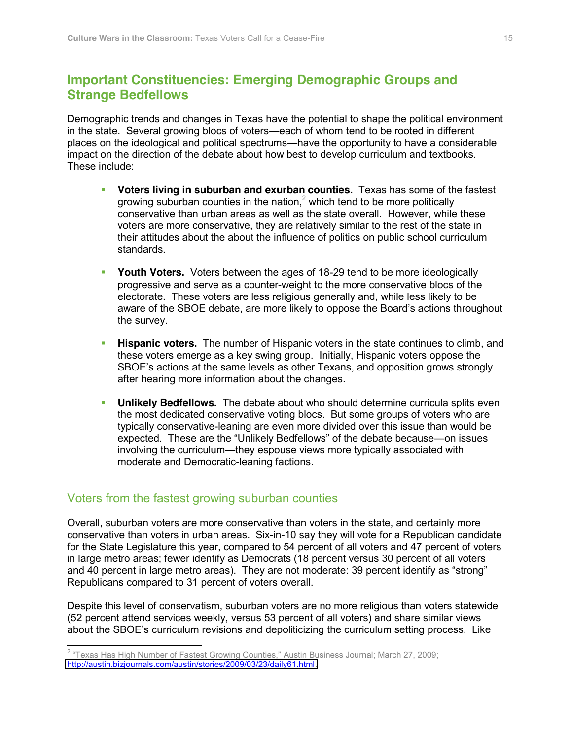## Important Constituencies: Emerging Demographic Groups and Strange Bedfellows

Demographic trends and changes in Texas have the potential to shape the political environment in the state. Several growing blocs of voters—each of whom tend to be rooted in different places on the ideological and political spectrums—have the opportunity to have a considerable impact on the direction of the debate about how best to develop curriculum and textbooks. These include:

- **Voters living in suburban and exurban counties.** Texas has some of the fastest growing suburban counties in the nation,[2] which tend to be more politically conservative than urban areas as well as the state overall. However, while these voters are more conservative, they are relatively similar to the rest of the state in their attitudes about the about the influence of politics on public school curriculum standards.

- **Youth Voters.** Voters between the ages of 18-29 tend to be more ideologically progressive and serve as a counter-weight to the more conservative blocs of the electorate. These voters are less religious generally and, while less likely to be aware of the SBOE debate, are more likely to oppose the Board's actions throughout the survey.

- **Hispanic voters.** The number of Hispanic voters in the state continues to climb, and these voters emerge as a key swing group. Initially, Hispanic voters oppose the SBOE's actions at the same levels as other Texans, and opposition grows strongly after hearing more information about the changes.

- **Unlikely Bedfellows.** The debate about who should determine curricula splits even the most dedicated conservative voting blocs. But some groups of voters who are typically conservative-leaning are even more divided over this issue than would be expected. These are the "Unlikely Bedfellows" of the debate because—on issues involving the curriculum—they espouse views more typically associated with moderate and Democratic-leaning factions.

### Voters from the fastest growing suburban counties

Overall, suburban voters are more conservative than voters in the state, and certainly more conservative than voters in urban areas. Six-in-10 say they will vote for a Republican candidate for the State Legislature this year, compared to 54 percent of all voters and 47 percent of voters in large metro areas; fewer identify as Democrats (18 percent versus 30 percent of all voters and 40 percent in large metro areas). They are not moderate: 39 percent identify as "strong" Republicans compared to 31 percent of voters overall.

Despite this level of conservatism, suburban voters are no more religious than voters statewide (52 percent attend services weekly, versus 53 percent of all voters) and share similar views about the SBOE's curriculum revisions and depoliticizing the curriculum setting process. Like

---

[2] "Texas Has High Number of Fastest Growing Counties," Austin Business Journal; March 27, 2009; http://austin.bizjournals.com/austin/stories/2009/03/23/daily61.html.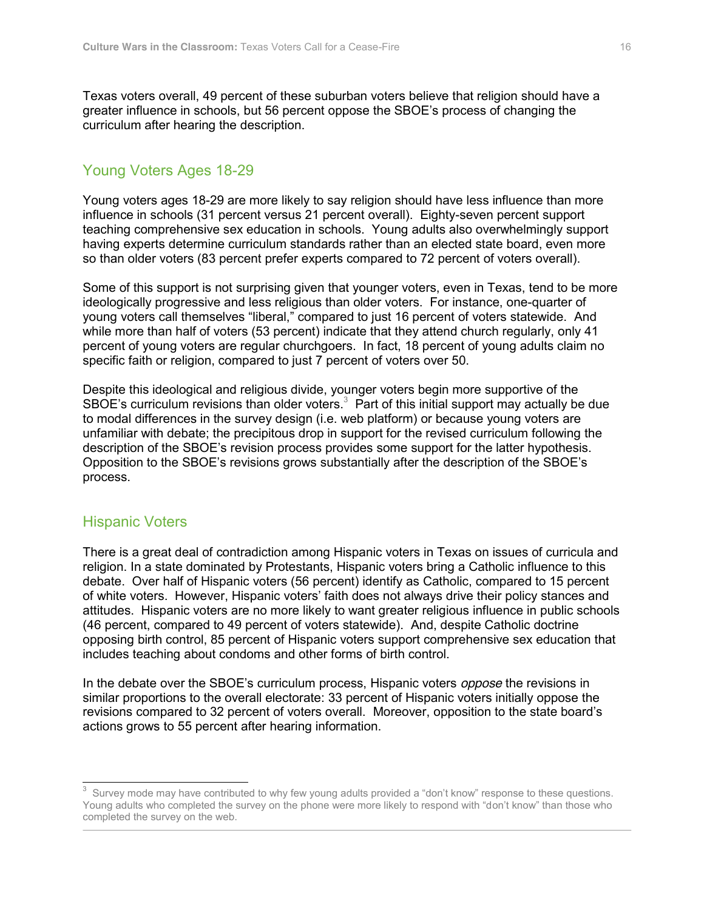Texas voters overall, 49 percent of these suburban voters believe that religion should have a greater influence in schools, but 56 percent oppose the SBOE's process of changing the curriculum after hearing the description.

## Young Voters Ages 18-29

Young voters ages 18-29 are more likely to say religion should have less influence than more influence in schools (31 percent versus 21 percent overall). Eighty-seven percent support teaching comprehensive sex education in schools. Young adults also overwhelmingly support having experts determine curriculum standards rather than an elected state board, even more so than older voters (83 percent prefer experts compared to 72 percent of voters overall).

Some of this support is not surprising given that younger voters, even in Texas, tend to be more ideologically progressive and less religious than older voters. For instance, one-quarter of young voters call themselves "liberal," compared to just 16 percent of voters statewide. And while more than half of voters (53 percent) indicate that they attend church regularly, only 41 percent of young voters are regular churchgoers. In fact, 18 percent of young adults claim no specific faith or religion, compared to just 7 percent of voters over 50.

Despite this ideological and religious divide, younger voters begin more supportive of the SBOE's curriculum revisions than older voters.[3] Part of this initial support may actually be due to modal differences in the survey design (i.e. web platform) or because young voters are unfamiliar with debate; the precipitous drop in support for the revised curriculum following the description of the SBOE's revision process provides some support for the latter hypothesis. Opposition to the SBOE's revisions grows substantially after the description of the SBOE's process.

## Hispanic Voters

There is a great deal of contradiction among Hispanic voters in Texas on issues of curricula and religion. In a state dominated by Protestants, Hispanic voters bring a Catholic influence to this debate. Over half of Hispanic voters (56 percent) identify as Catholic, compared to 15 percent of white voters. However, Hispanic voters' faith does not always drive their policy stances and attitudes. Hispanic voters are no more likely to want greater religious influence in public schools (46 percent, compared to 49 percent of voters statewide). And, despite Catholic doctrine opposing birth control, 85 percent of Hispanic voters support comprehensive sex education that includes teaching about condoms and other forms of birth control.

In the debate over the SBOE's curriculum process, Hispanic voters *oppose* the revisions in similar proportions to the overall electorate: 33 percent of Hispanic voters initially oppose the revisions compared to 32 percent of voters overall. Moreover, opposition to the state board's actions grows to 55 percent after hearing information.

---

[3] Survey mode may have contributed to why few young adults provided a "don't know" response to these questions. Young adults who completed the survey on the phone were more likely to respond with "don't know" than those who completed the survey on the web.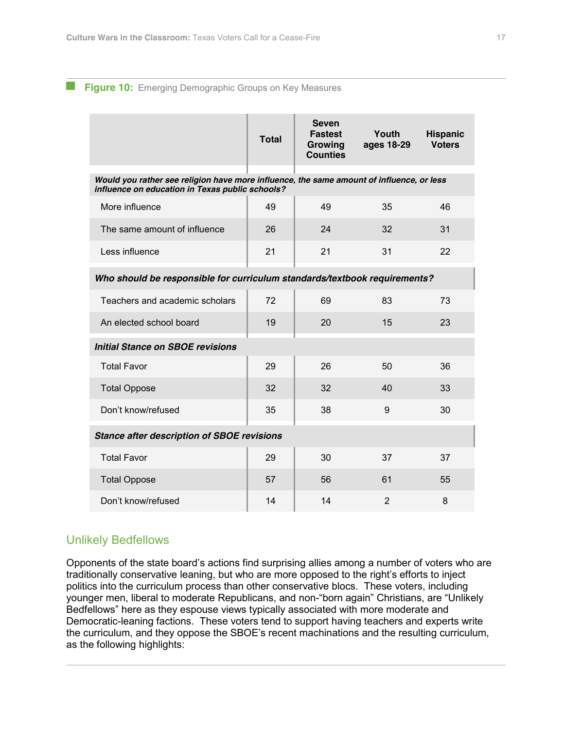**Figure 10:** Emerging Demographic Groups on Key Measures

| | Total | Seven Fastest Growing Counties | Youth ages 18-29 | Hispanic Voters |
|---|---|---|---|---|
| ***Would you rather see religion have more influence, the same amount of influence, or less influence on education in Texas public schools?*** | | | | |
| More influence | 49 | 49 | 35 | 46 |
| The same amount of influence | 26 | 24 | 32 | 31 |
| Less influence | 21 | 21 | 31 | 22 |
| ***Who should be responsible for curriculum standards/textbook requirements?*** | | | | |
| Teachers and academic scholars | 72 | 69 | 83 | 73 |
| An elected school board | 19 | 20 | 15 | 23 |
| ***Initial Stance on SBOE revisions*** | | | | |
| Total Favor | 29 | 26 | 50 | 36 |
| Total Oppose | 32 | 32 | 40 | 33 |
| Don't know/refused | 35 | 38 | 9 | 30 |
| ***Stance after description of SBOE revisions*** | | | | |
| Total Favor | 29 | 30 | 37 | 37 |
| Total Oppose | 57 | 56 | 61 | 55 |
| Don't know/refused | 14 | 14 | 2 | 8 |

## Unlikely Bedfellows

Opponents of the state board's actions find surprising allies among a number of voters who are traditionally conservative leaning, but who are more opposed to the right's efforts to inject politics into the curriculum process than other conservative blocs. These voters, including younger men, liberal to moderate Republicans, and non-"born again" Christians, are "Unlikely Bedfellows" here as they espouse views typically associated with more moderate and Democratic-leaning factions. These voters tend to support having teachers and experts write the curriculum, and they oppose the SBOE's recent machinations and the resulting curriculum, as the following highlights: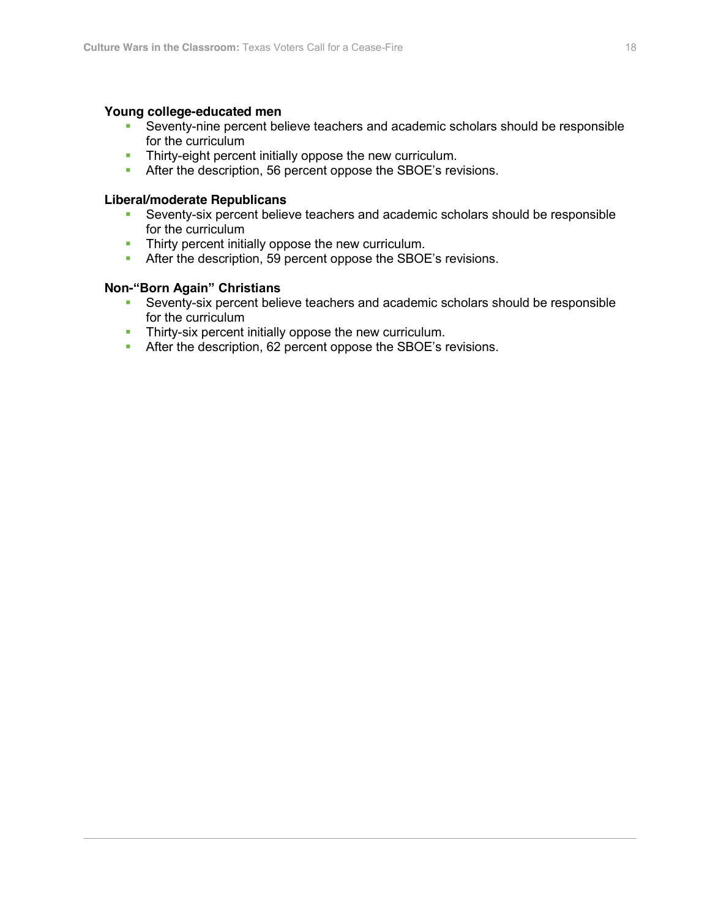**Young college-educated men**

- Seventy-nine percent believe teachers and academic scholars should be responsible for the curriculum
- Thirty-eight percent initially oppose the new curriculum.
- After the description, 56 percent oppose the SBOE's revisions.

**Liberal/moderate Republicans**

- Seventy-six percent believe teachers and academic scholars should be responsible for the curriculum
- Thirty percent initially oppose the new curriculum.
- After the description, 59 percent oppose the SBOE's revisions.

**Non-"Born Again" Christians**

- Seventy-six percent believe teachers and academic scholars should be responsible for the curriculum
- Thirty-six percent initially oppose the new curriculum.
- After the description, 62 percent oppose the SBOE's revisions.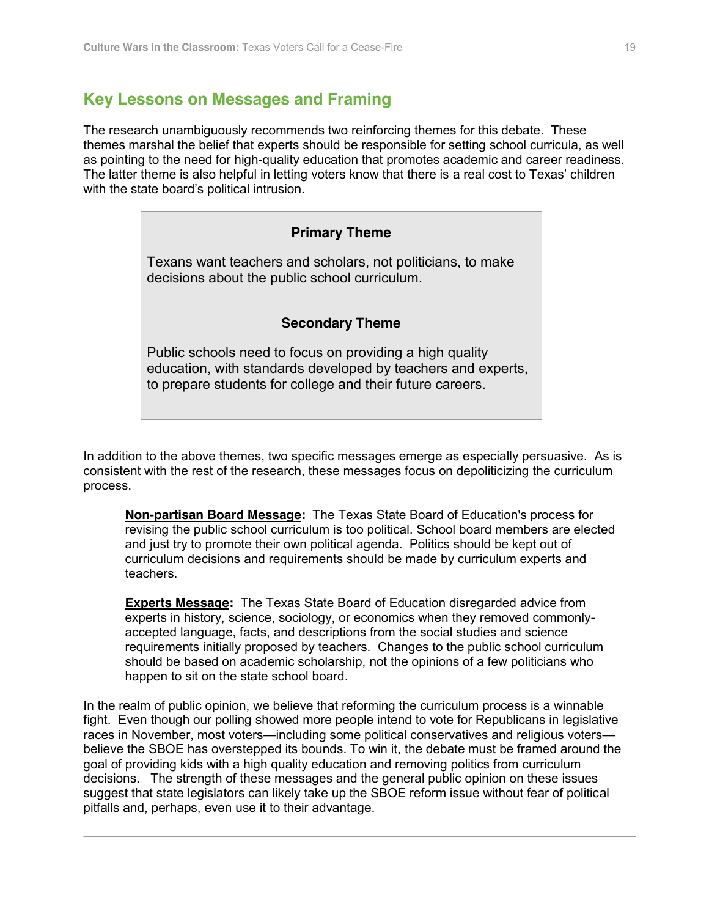## Key Lessons on Messages and Framing

The research unambiguously recommends two reinforcing themes for this debate. These themes marshal the belief that experts should be responsible for setting school curricula, as well as pointing to the need for high-quality education that promotes academic and career readiness. The latter theme is also helpful in letting voters know that there is a real cost to Texas' children with the state board's political intrusion.

> **Primary Theme**
>
> Texans want teachers and scholars, not politicians, to make decisions about the public school curriculum.
>
> **Secondary Theme**
>
> Public schools need to focus on providing a high quality education, with standards developed by teachers and experts, to prepare students for college and their future careers.

In addition to the above themes, two specific messages emerge as especially persuasive. As is consistent with the rest of the research, these messages focus on depoliticizing the curriculum process.

> **Non-partisan Board Message:** The Texas State Board of Education's process for revising the public school curriculum is too political. School board members are elected and just try to promote their own political agenda. Politics should be kept out of curriculum decisions and requirements should be made by curriculum experts and teachers.
>
> **Experts Message:** The Texas State Board of Education disregarded advice from experts in history, science, sociology, or economics when they removed commonly-accepted language, facts, and descriptions from the social studies and science requirements initially proposed by teachers. Changes to the public school curriculum should be based on academic scholarship, not the opinions of a few politicians who happen to sit on the state school board.

In the realm of public opinion, we believe that reforming the curriculum process is a winnable fight. Even though our polling showed more people intend to vote for Republicans in legislative races in November, most voters—including some political conservatives and religious voters—believe the SBOE has overstepped its bounds. To win it, the debate must be framed around the goal of providing kids with a high quality education and removing politics from curriculum decisions. The strength of these messages and the general public opinion on these issues suggest that state legislators can likely take up the SBOE reform issue without fear of political pitfalls and, perhaps, even use it to their advantage.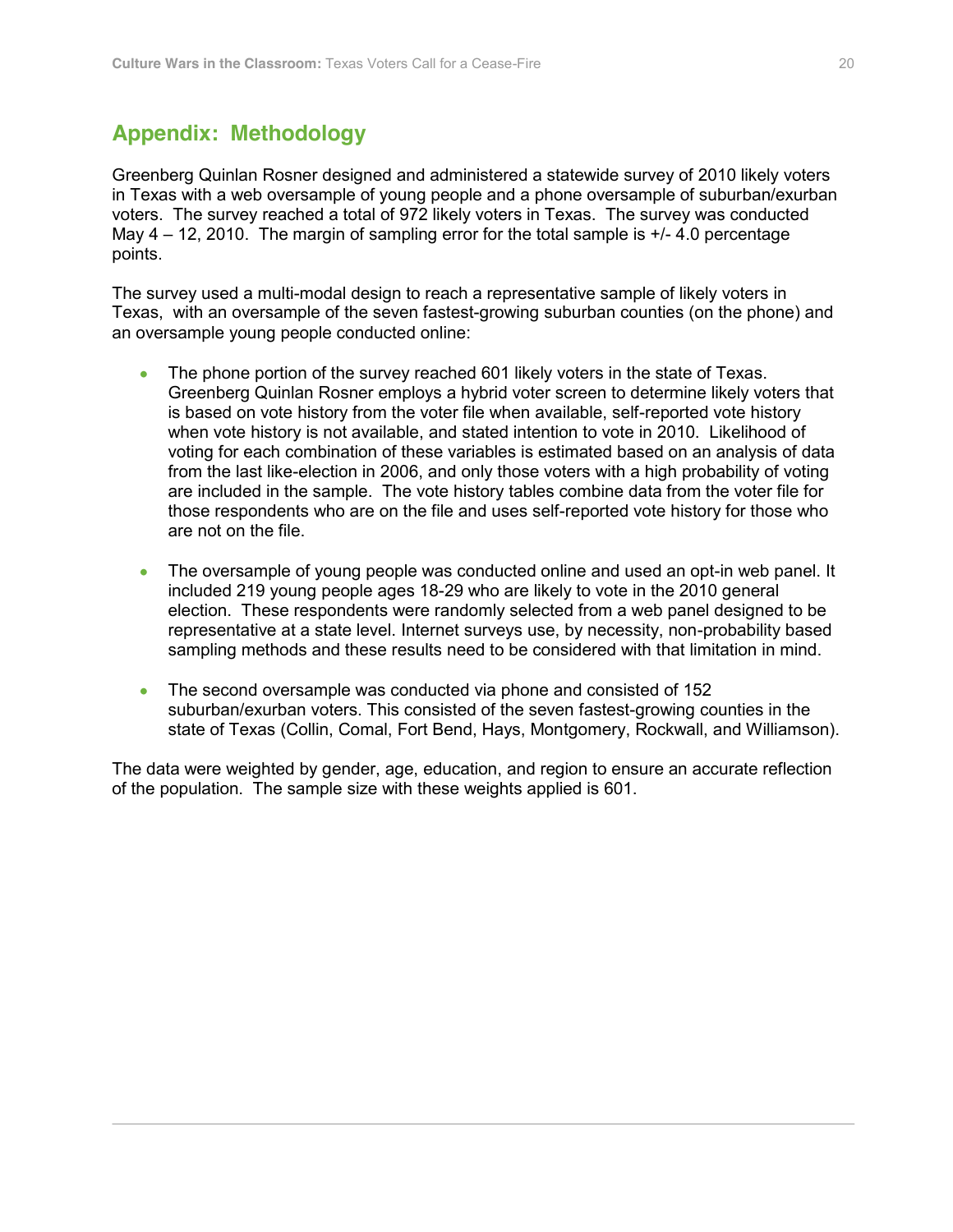## Appendix: Methodology

Greenberg Quinlan Rosner designed and administered a statewide survey of 2010 likely voters in Texas with a web oversample of young people and a phone oversample of suburban/exurban voters. The survey reached a total of 972 likely voters in Texas. The survey was conducted May 4 – 12, 2010. The margin of sampling error for the total sample is +/- 4.0 percentage points.

The survey used a multi-modal design to reach a representative sample of likely voters in Texas, with an oversample of the seven fastest-growing suburban counties (on the phone) and an oversample young people conducted online:

- The phone portion of the survey reached 601 likely voters in the state of Texas. Greenberg Quinlan Rosner employs a hybrid voter screen to determine likely voters that is based on vote history from the voter file when available, self-reported vote history when vote history is not available, and stated intention to vote in 2010. Likelihood of voting for each combination of these variables is estimated based on an analysis of data from the last like-election in 2006, and only those voters with a high probability of voting are included in the sample. The vote history tables combine data from the voter file for those respondents who are on the file and uses self-reported vote history for those who are not on the file.

- The oversample of young people was conducted online and used an opt-in web panel. It included 219 young people ages 18-29 who are likely to vote in the 2010 general election. These respondents were randomly selected from a web panel designed to be representative at a state level. Internet surveys use, by necessity, non-probability based sampling methods and these results need to be considered with that limitation in mind.

- The second oversample was conducted via phone and consisted of 152 suburban/exurban voters. This consisted of the seven fastest-growing counties in the state of Texas (Collin, Comal, Fort Bend, Hays, Montgomery, Rockwall, and Williamson).

The data were weighted by gender, age, education, and region to ensure an accurate reflection of the population. The sample size with these weights applied is 601.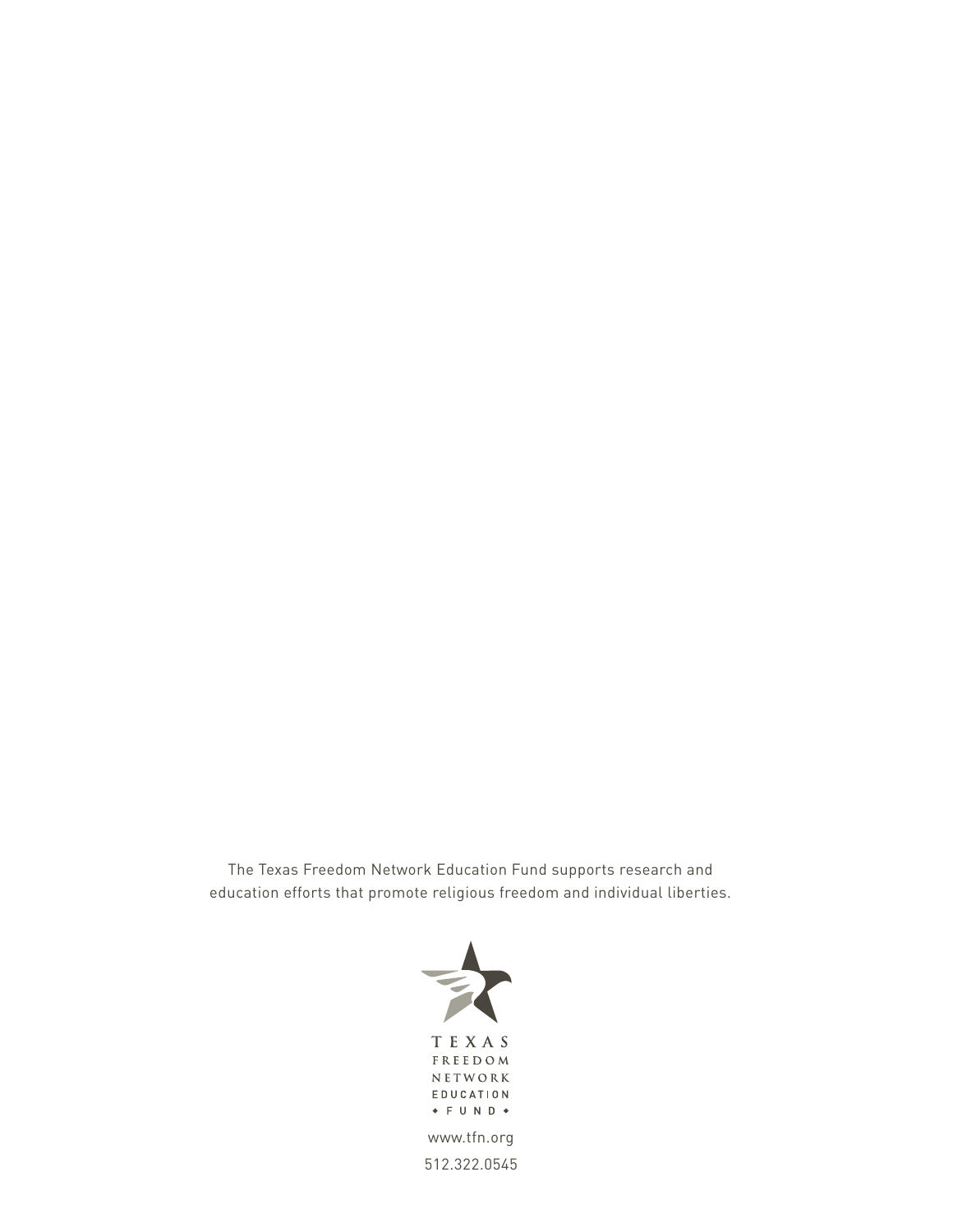The Texas Freedom Network Education Fund supports research and education efforts that promote religious freedom and individual liberties.

TEXAS
FREEDOM
NETWORK
EDUCATION
◆ FUND ◆

www.tfn.org

512.322.0545